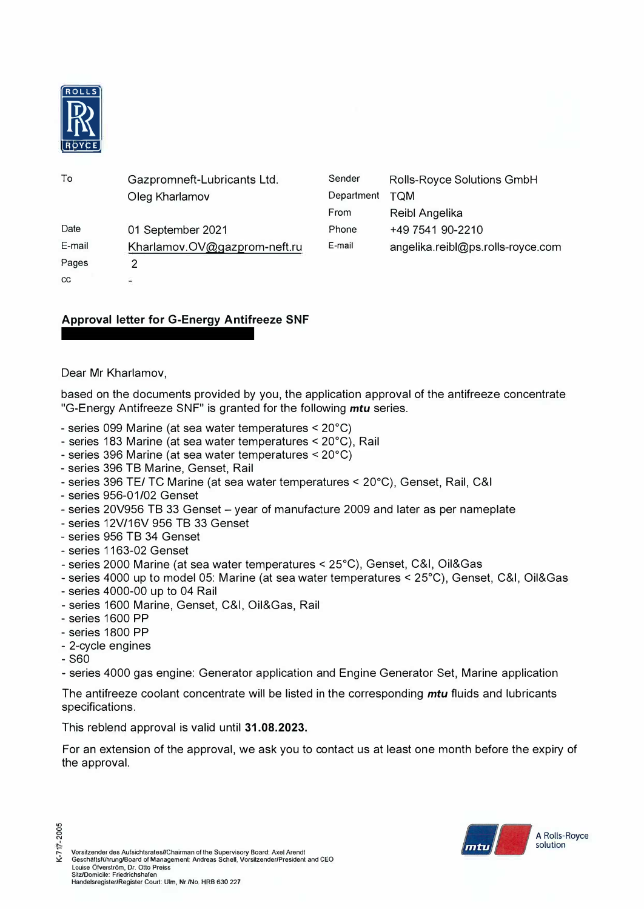ROLLS ROYCE

| | | | |
|---|---|---|---|
| To | Gazpromneft-Lubricants Ltd. | Sender | Rolls-Royce Solutions GmbH |
| | Oleg Kharlamov | Department | TQM |
| | | From | Reibl Angelika |
| Date | 01 September 2021 | Phone | +49 7541 90-2210 |
| E-mail | Kharlamov.OV@gazprom-neft.ru | E-mail | angelika.reibl@ps.rolls-royce.com |
| Pages | 2 | | |
| cc | - | | |

**Approval letter for G-Energy Antifreeze SNF**

Dear Mr Kharlamov,

based on the documents provided by you, the application approval of the antifreeze concentrate "G-Energy Antifreeze SNF" is granted for the following ***mtu*** series.

- series 099 Marine (at sea water temperatures < 20°C)
- series 183 Marine (at sea water temperatures < 20°C), Rail
- series 396 Marine (at sea water temperatures < 20°C)
- series 396 TB Marine, Genset, Rail
- series 396 TE/ TC Marine (at sea water temperatures < 20°C), Genset, Rail, C&I
- series 956-01/02 Genset
- series 20V956 TB 33 Genset – year of manufacture 2009 and later as per nameplate
- series 12V/16V 956 TB 33 Genset
- series 956 TB 34 Genset
- series 1163-02 Genset
- series 2000 Marine (at sea water temperatures < 25°C), Genset, C&I, Oil&Gas
- series 4000 up to model 05: Marine (at sea water temperatures < 25°C), Genset, C&I, Oil&Gas
- series 4000-00 up to 04 Rail
- series 1600 Marine, Genset, C&I, Oil&Gas, Rail
- series 1600 PP
- series 1800 PP
- 2-cycle engines
- S60
- series 4000 gas engine: Generator application and Engine Generator Set, Marine application

The antifreeze coolant concentrate will be listed in the corresponding ***mtu*** fluids and lubricants specifications.

This reblend approval is valid until **31.08.2023.**

For an extension of the approval, we ask you to contact us at least one month before the expiry of the approval.

K-717-2005

Vorsitzender des Aufsichtsrates//Chairman of the Supervisory Board: Axel Arendt
Geschäftsführung/Board of Management: Andreas Schell, Vorsitzender/President and CEO
Louise Öfverström, Dr. Otto Preiss
Sitz/Domicile: Friedrichshafen
Handelsregister/Register Court: Ulm, Nr./No. HRB 630 227

mtu A Rolls-Royce solution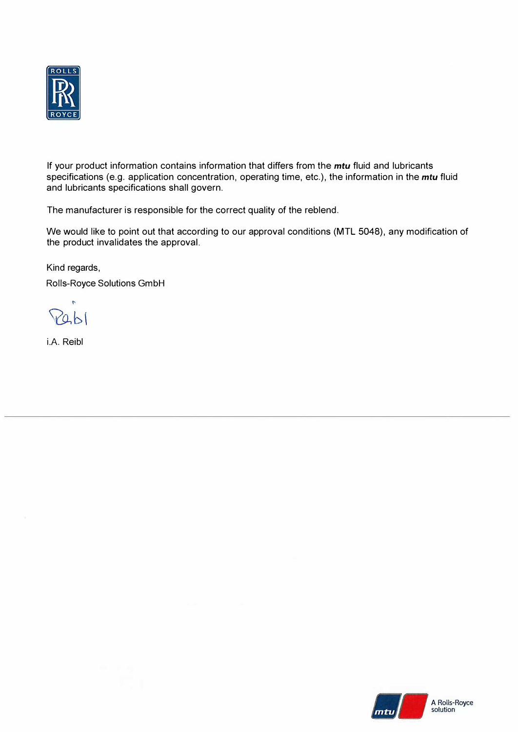If your product information contains information that differs from the ***mtu*** fluid and lubricants specifications (e.g. application concentration, operating time, etc.), the information in the ***mtu*** fluid and lubricants specifications shall govern.

The manufacturer is responsible for the correct quality of the reblend.

We would like to point out that according to our approval conditions (MTL 5048), any modification of the product invalidates the approval.

Kind regards,

Rolls-Royce Solutions GmbH

i.A. Reibl